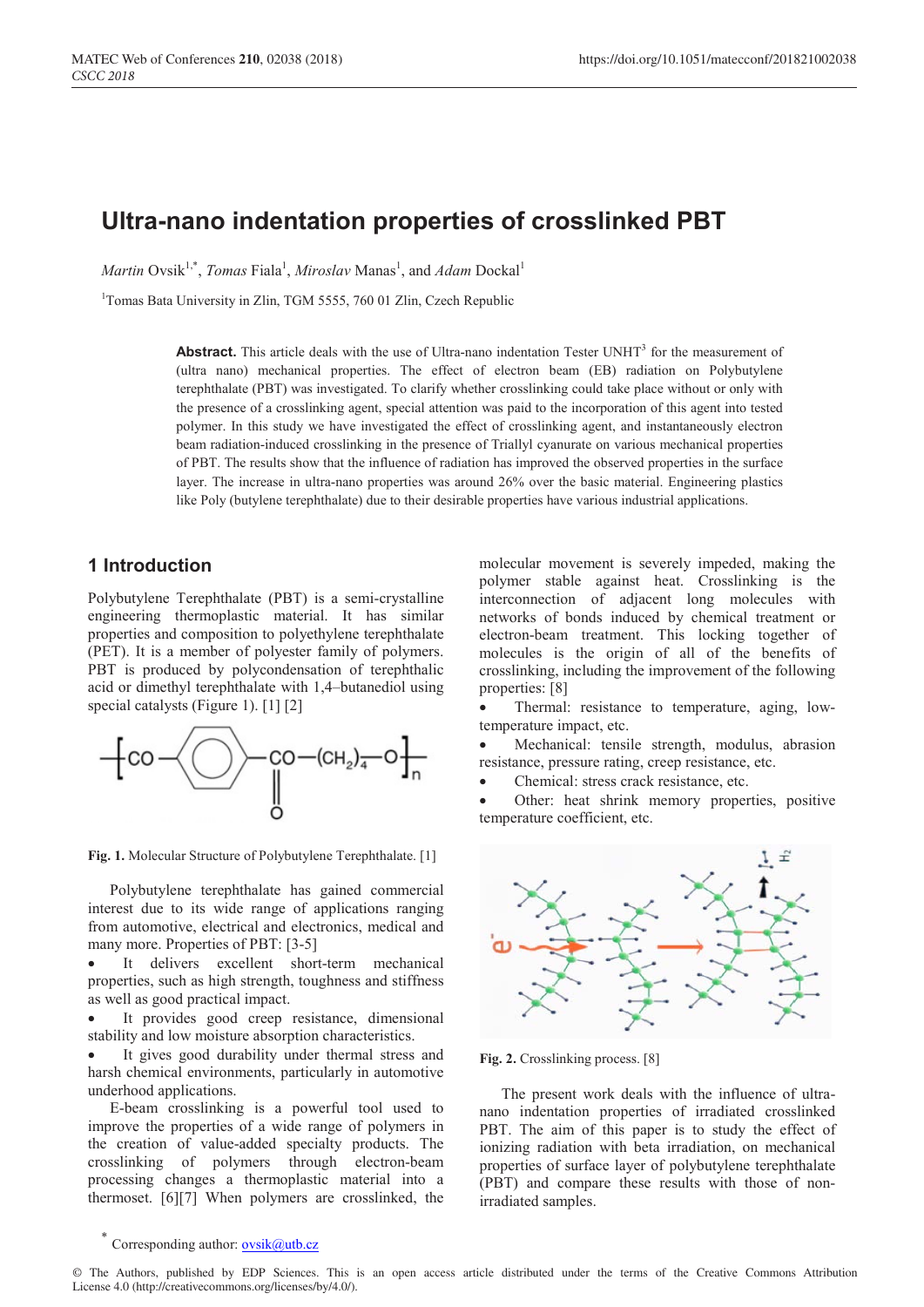# Ultra-nano indentation properties of crosslinked PBT

*Martin* Ovsik[1,*], *Tomas* Fiala[1], *Miroslav* Manas[1], and *Adam* Dockal[1]

[1]Tomas Bata University in Zlin, TGM 5555, 760 01 Zlin, Czech Republic

**Abstract.** This article deals with the use of Ultra-nano indentation Tester UNHT$^3$ for the measurement of (ultra nano) mechanical properties. The effect of electron beam (EB) radiation on Polybutylene terephthalate (PBT) was investigated. To clarify whether crosslinking could take place without or only with the presence of a crosslinking agent, special attention was paid to the incorporation of this agent into tested polymer. In this study we have investigated the effect of crosslinking agent, and instantaneously electron beam radiation-induced crosslinking in the presence of Triallyl cyanurate on various mechanical properties of PBT. The results show that the influence of radiation has improved the observed properties in the surface layer. The increase in ultra-nano properties was around 26% over the basic material. Engineering plastics like Poly (butylene terephthalate) due to their desirable properties have various industrial applications.

## 1 Introduction

Polybutylene Terephthalate (PBT) is a semi-crystalline engineering thermoplastic material. It has similar properties and composition to polyethylene terephthalate (PET). It is a member of polyester family of polymers. PBT is produced by polycondensation of terephthalic acid or dimethyl terephthalate with 1,4–butanediol using special catalysts (Figure 1). [1] [2]

$$\left[ CO - C_6H_4 - CO - (CH_2)_4 - O \right]_n$$

**Fig. 1.** Molecular Structure of Polybutylene Terephthalate. [1]

Polybutylene terephthalate has gained commercial interest due to its wide range of applications ranging from automotive, electrical and electronics, medical and many more. Properties of PBT: [3-5]

- It delivers excellent short-term mechanical properties, such as high strength, toughness and stiffness as well as good practical impact.
- It provides good creep resistance, dimensional stability and low moisture absorption characteristics.
- It gives good durability under thermal stress and harsh chemical environments, particularly in automotive underhood applications.

E-beam crosslinking is a powerful tool used to improve the properties of a wide range of polymers in the creation of value-added specialty products. The crosslinking of polymers through electron-beam processing changes a thermoplastic material into a thermoset. [6][7] When polymers are crosslinked, the molecular movement is severely impeded, making the polymer stable against heat. Crosslinking is the interconnection of adjacent long molecules with networks of bonds induced by chemical treatment or electron-beam treatment. This locking together of molecules is the origin of all of the benefits of crosslinking, including the improvement of the following properties: [8]

- Thermal: resistance to temperature, aging, low-temperature impact, etc.
- Mechanical: tensile strength, modulus, abrasion resistance, pressure rating, creep resistance, etc.
- Chemical: stress crack resistance, etc.
- Other: heat shrink memory properties, positive temperature coefficient, etc.

**Fig. 2.** Crosslinking process. [8]

The present work deals with the influence of ultra-nano indentation properties of irradiated crosslinked PBT. The aim of this paper is to study the effect of ionizing radiation with beta irradiation, on mechanical properties of surface layer of polybutylene terephthalate (PBT) and compare these results with those of non-irradiated samples.

[*] Corresponding author: ovsik@utb.cz

© The Authors, published by EDP Sciences. This is an open access article distributed under the terms of the Creative Commons Attribution License 4.0 (http://creativecommons.org/licenses/by/4.0/).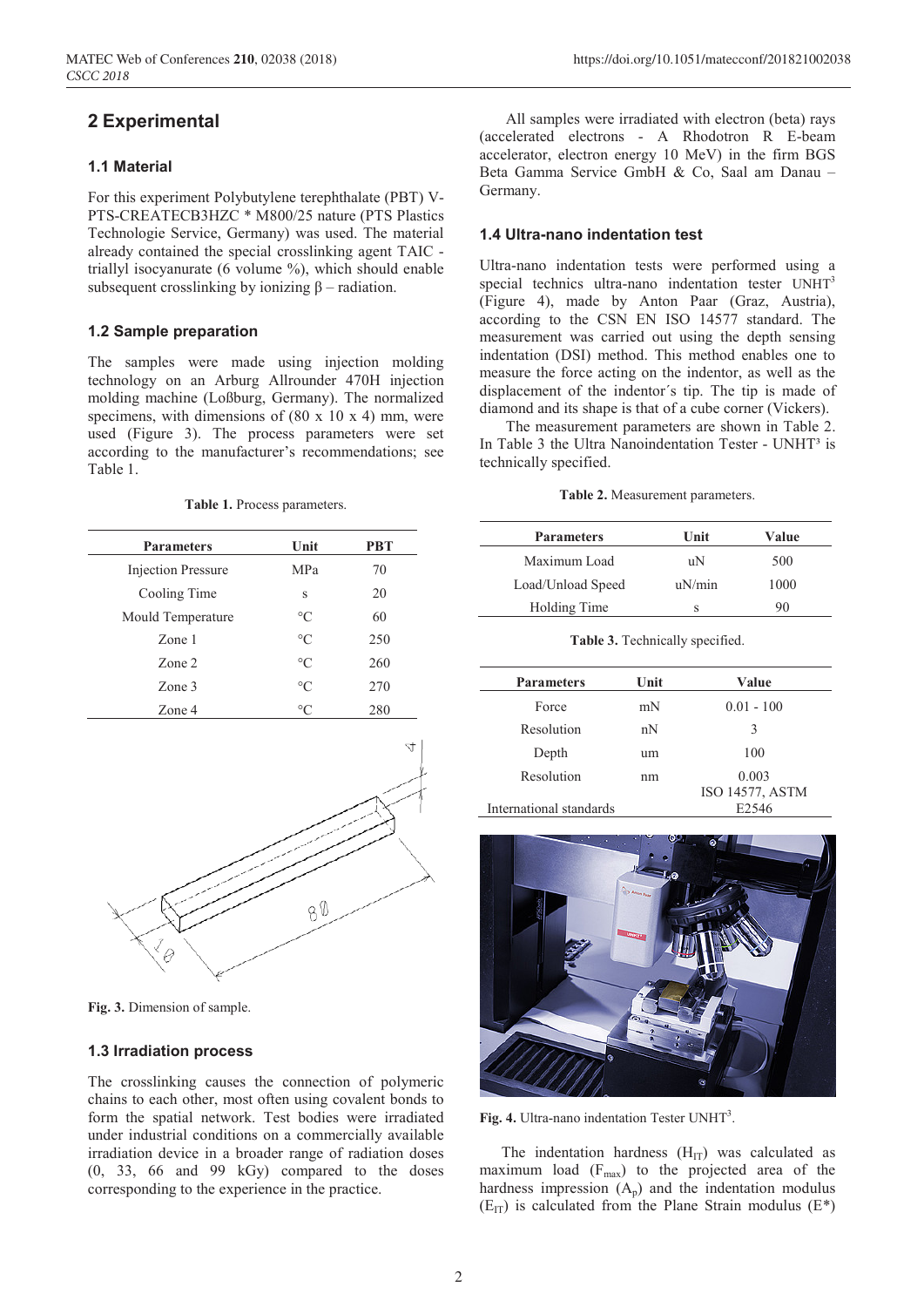## 2 Experimental

### 1.1 Material

For this experiment Polybutylene terephthalate (PBT) V-PTS-CREATECB3HZC * M800/25 nature (PTS Plastics Technologie Service, Germany) was used. The material already contained the special crosslinking agent TAIC - triallyl isocyanurate (6 volume %), which should enable subsequent crosslinking by ionizing β – radiation.

### 1.2 Sample preparation

The samples were made using injection molding technology on an Arburg Allrounder 470H injection molding machine (Loßburg, Germany). The normalized specimens, with dimensions of (80 x 10 x 4) mm, were used (Figure 3). The process parameters were set according to the manufacturer's recommendations; see Table 1.

**Table 1.** Process parameters.

| Parameters | Unit | PBT |
|---|---|---|
| Injection Pressure | MPa | 70 |
| Cooling Time | s | 20 |
| Mould Temperature | °C | 60 |
| Zone 1 | °C | 250 |
| Zone 2 | °C | 260 |
| Zone 3 | °C | 270 |
| Zone 4 | °C | 280 |

**Fig. 3.** Dimension of sample.

### 1.3 Irradiation process

The crosslinking causes the connection of polymeric chains to each other, most often using covalent bonds to form the spatial network. Test bodies were irradiated under industrial conditions on a commercially available irradiation device in a broader range of radiation doses (0, 33, 66 and 99 kGy) compared to the doses corresponding to the experience in the practice.

All samples were irradiated with electron (beta) rays (accelerated electrons - A Rhodotron R E-beam accelerator, electron energy 10 MeV) in the firm BGS Beta Gamma Service GmbH & Co, Saal am Danau – Germany.

### 1.4 Ultra-nano indentation test

Ultra-nano indentation tests were performed using a special technics ultra-nano indentation tester $UNHT^3$ (Figure 4), made by Anton Paar (Graz, Austria), according to the CSN EN ISO 14577 standard. The measurement was carried out using the depth sensing indentation (DSI) method. This method enables one to measure the force acting on the indentor, as well as the displacement of the indentor´s tip. The tip is made of diamond and its shape is that of a cube corner (Vickers).

The measurement parameters are shown in Table 2. In Table 3 the Ultra Nanoindentation Tester - $UNHT^3$ is technically specified.

**Table 2.** Measurement parameters.

| Parameters | Unit | Value |
|---|---|---|
| Maximum Load | uN | 500 |
| Load/Unload Speed | uN/min | 1000 |
| Holding Time | s | 90 |

**Table 3.** Technically specified.

| Parameters | Unit | Value |
|---|---|---|
| Force | mN | 0.01 - 100 |
| Resolution | nN | 3 |
| Depth | um | 100 |
| Resolution | nm | 0.003 |
| International standards | | ISO 14577, ASTM E2546 |

**Fig. 4.** Ultra-nano indentation Tester $UNHT^3$.

The indentation hardness ($H_{IT}$) was calculated as maximum load ($F_{max}$) to the projected area of the hardness impression ($A_p$) and the indentation modulus ($E_{IT}$) is calculated from the Plane Strain modulus ($E^*$)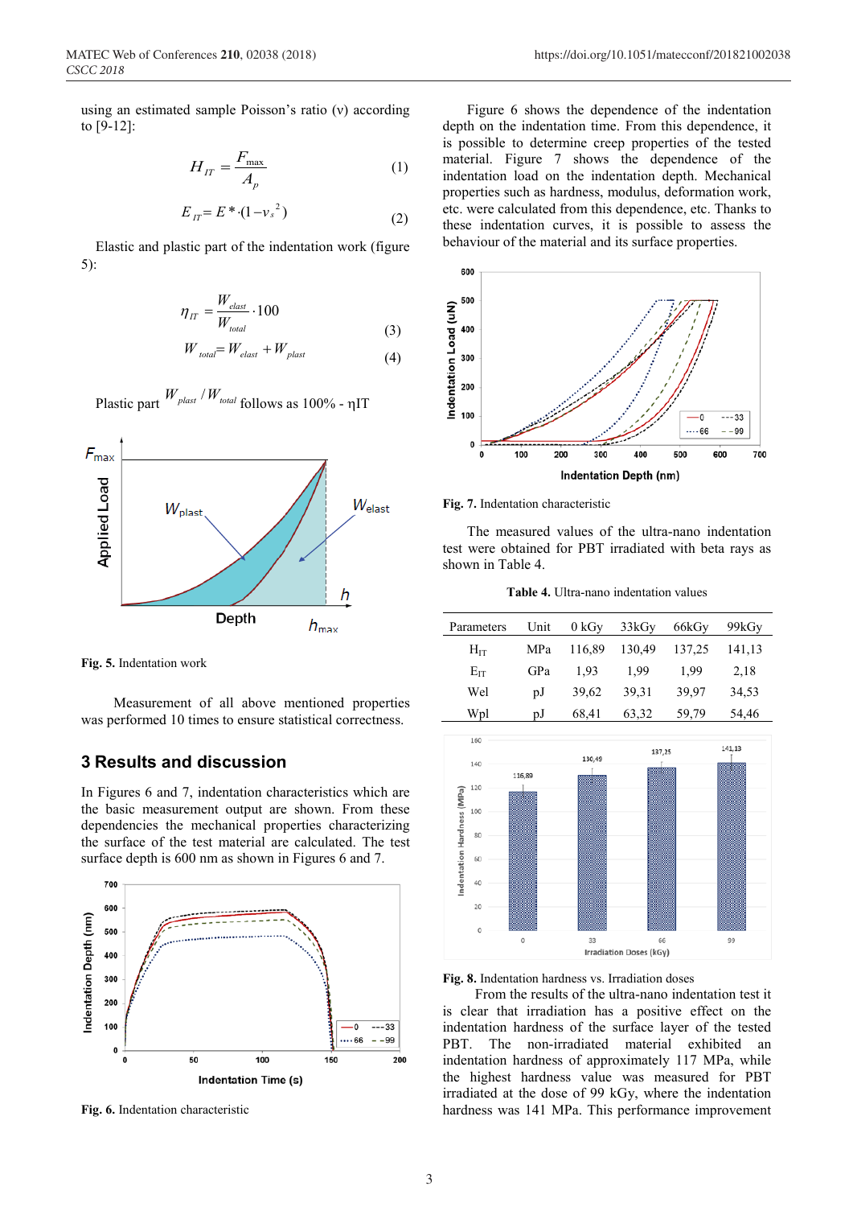using an estimated sample Poisson's ratio (ν) according to [9-12]:

$$H_{IT} = \frac{F_{max}}{A_p} \quad (1)$$

$$E_{IT} = E^* \cdot (1 - v_s^2) \quad (2)$$

Elastic and plastic part of the indentation work (figure 5):

$$\eta_{IT} = \frac{W_{elast}}{W_{total}} \cdot 100 \quad (3)$$

$$W_{total} = W_{elast} + W_{plast} \quad (4)$$

Plastic part $W_{plast} / W_{total}$ follows as 100% - ηIT

Fig. 5. Indentation work

Measurement of all above mentioned properties was performed 10 times to ensure statistical correctness.

## 3 Results and discussion

In Figures 6 and 7, indentation characteristics which are the basic measurement output are shown. From these dependencies the mechanical properties characterizing the surface of the test material are calculated. The test surface depth is 600 nm as shown in Figures 6 and 7.

Fig. 6. Indentation characteristic

Figure 6 shows the dependence of the indentation depth on the indentation time. From this dependence, it is possible to determine creep properties of the tested material. Figure 7 shows the dependence of the indentation load on the indentation depth. Mechanical properties such as hardness, modulus, deformation work, etc. were calculated from this dependence, etc. Thanks to these indentation curves, it is possible to assess the behaviour of the material and its surface properties.

Fig. 7. Indentation characteristic

The measured values of the ultra-nano indentation test were obtained for PBT irradiated with beta rays as shown in Table 4.

**Table 4.** Ultra-nano indentation values

| Parameters | Unit | 0 kGy | 33kGy | 66kGy | 99kGy |
|---|---|---|---|---|---|
| $H_{IT}$ | MPa | 116,89 | 130,49 | 137,25 | 141,13 |
| $E_{IT}$ | GPa | 1,93 | 1,99 | 1,99 | 2,18 |
| Wel | pJ | 39,62 | 39,31 | 39,97 | 34,53 |
| Wpl | pJ | 68,41 | 63,32 | 59,79 | 54,46 |

Fig. 8. Indentation hardness vs. Irradiation doses

From the results of the ultra-nano indentation test it is clear that irradiation has a positive effect on the indentation hardness of the surface layer of the tested PBT. The non-irradiated material exhibited an indentation hardness of approximately 117 MPa, while the highest hardness value was measured for PBT irradiated at the dose of 99 kGy, where the indentation hardness was 141 MPa. This performance improvement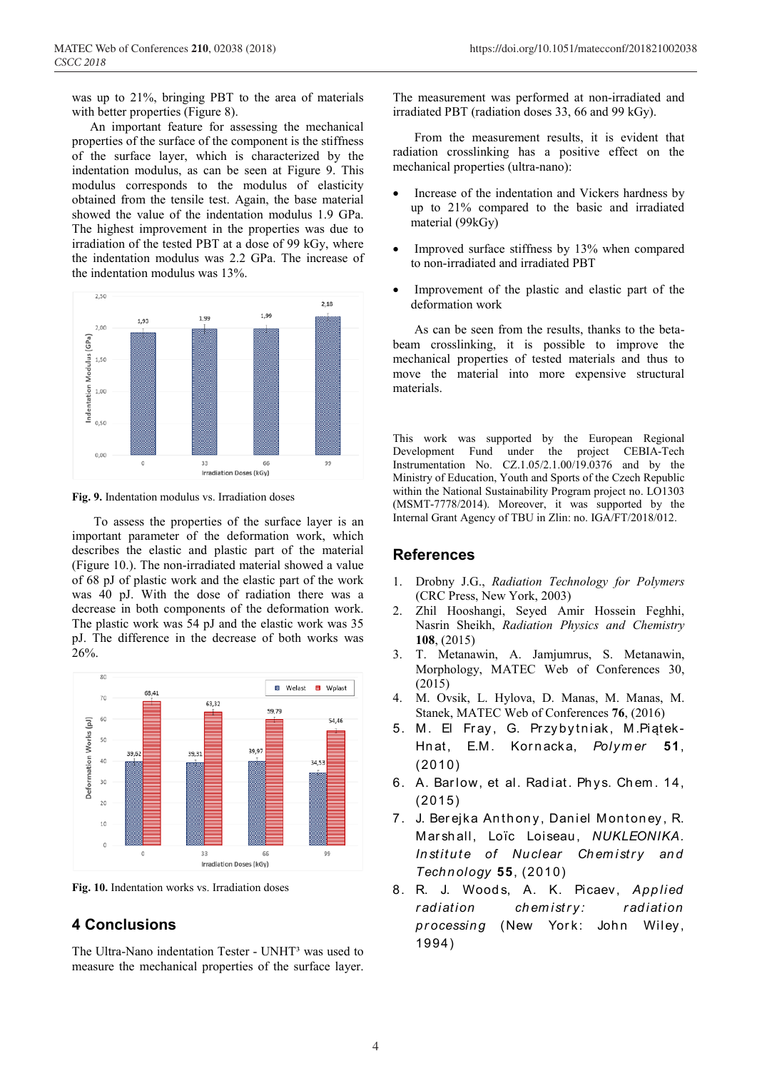was up to 21%, bringing PBT to the area of materials with better properties (Figure 8).

An important feature for assessing the mechanical properties of the surface of the component is the stiffness of the surface layer, which is characterized by the indentation modulus, as can be seen at Figure 9. This modulus corresponds to the modulus of elasticity obtained from the tensile test. Again, the base material showed the value of the indentation modulus 1.9 GPa. The highest improvement in the properties was due to irradiation of the tested PBT at a dose of 99 kGy, where the indentation modulus was 2.2 GPa. The increase of the indentation modulus was 13%.

**Fig. 9.** Indentation modulus vs. Irradiation doses

To assess the properties of the surface layer is an important parameter of the deformation work, which describes the elastic and plastic part of the material (Figure 10.). The non-irradiated material showed a value of 68 pJ of plastic work and the elastic part of the work was 40 pJ. With the dose of radiation there was a decrease in both components of the deformation work. The plastic work was 54 pJ and the elastic work was 35 pJ. The difference in the decrease of both works was 26%.

**Fig. 10.** Indentation works vs. Irradiation doses

## 4 Conclusions

The Ultra-Nano indentation Tester - UNHT³ was used to measure the mechanical properties of the surface layer. The measurement was performed at non-irradiated and irradiated PBT (radiation doses 33, 66 and 99 kGy).

From the measurement results, it is evident that radiation crosslinking has a positive effect on the mechanical properties (ultra-nano):

- Increase of the indentation and Vickers hardness by up to 21% compared to the basic and irradiated material (99kGy)
- Improved surface stiffness by 13% when compared to non-irradiated and irradiated PBT
- Improvement of the plastic and elastic part of the deformation work

As can be seen from the results, thanks to the beta-beam crosslinking, it is possible to improve the mechanical properties of tested materials and thus to move the material into more expensive structural materials.

This work was supported by the European Regional Development Fund under the project CEBIA-Tech Instrumentation No. CZ.1.05/2.1.00/19.0376 and by the Ministry of Education, Youth and Sports of the Czech Republic within the National Sustainability Program project no. LO1303 (MSMT-7778/2014). Moreover, it was supported by the Internal Grant Agency of TBU in Zlin: no. IGA/FT/2018/012.

## References

1. Drobny J.G., *Radiation Technology for Polymers* (CRC Press, New York, 2003)
2. Zhil Hooshangi, Seyed Amir Hossein Feghhi, Nasrin Sheikh, *Radiation Physics and Chemistry* **108**, (2015)
3. T. Metanawin, A. Jamjumrus, S. Metanawin, Morphology, MATEC Web of Conferences 30, (2015)
4. M. Ovsik, L. Hylova, D. Manas, M. Manas, M. Stanek, MATEC Web of Conferences **76**, (2016)
5. M. El Fray, G. Przybytniak, M.Piątek-Hnat, E.M. Kornacka, *Polymer* **51**, (2010)
6. A. Barlow, et al. Radiat. Phys. Chem. 14, (2015)
7. J. Berejka Anthony, Daniel Montoney, R. Marshall, Loïc Loiseau, *NUKLEONIKA. Institute of Nuclear Chemistry and Technology* **55**, (2010)
8. R. J. Woods, A. K. Picaev, *Applied radiation chemistry: radiation processing* (New York: John Wiley, 1994)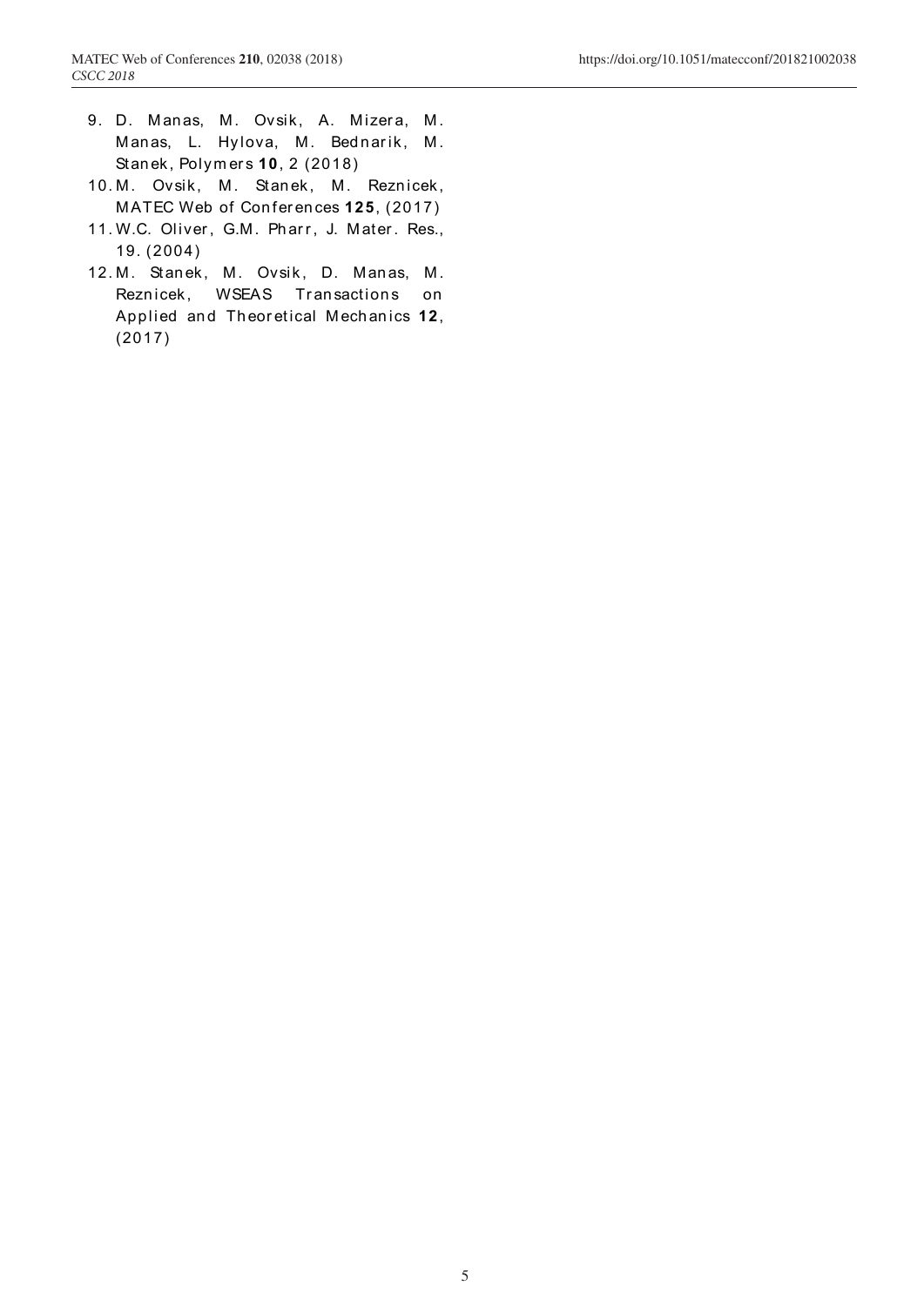9. D. Manas, M. Ovsik, A. Mizera, M. Manas, L. Hylova, M. Bednarik, M. Stanek, Polymers **10**, 2 (2018)
10. M. Ovsik, M. Stanek, M. Reznicek, MATEC Web of Conferences **125**, (2017)
11. W.C. Oliver, G.M. Pharr, J. Mater. Res., 19. (2004)
12. M. Stanek, M. Ovsik, D. Manas, M. Reznicek, WSEAS Transactions on Applied and Theoretical Mechanics **12**, (2017)